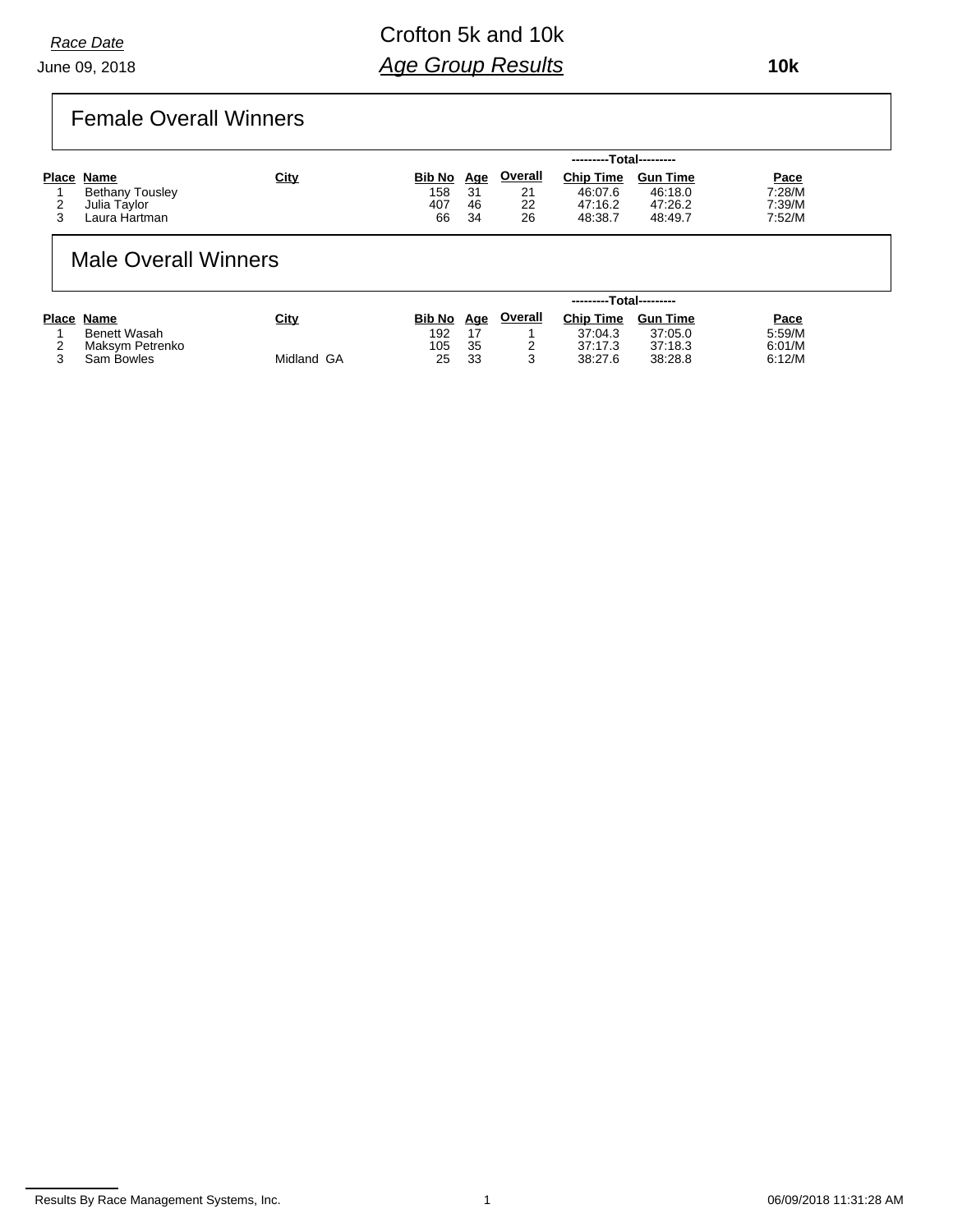*Race Date*
June 09, 2018

# Crofton 5k and 10k
## *Age Group Results*

**10k**

## Female Overall Winners

| | | | | | | ---------Total--------- | | |
|---|---|---|---|---|---|---|---|---|
| **Place** | **Name** | **City** | **Bib No** | **Age** | **Overall** | **Chip Time** | **Gun Time** | **Pace** |
| 1 | Bethany Tousley | | 158 | 31 | 21 | 46:07.6 | 46:18.0 | 7:28/M |
| 2 | Julia Taylor | | 407 | 46 | 22 | 47:16.2 | 47:26.2 | 7:39/M |
| 3 | Laura Hartman | | 66 | 34 | 26 | 48:38.7 | 48:49.7 | 7:52/M |

## Male Overall Winners

| | | | | | | ---------Total--------- | | |
|---|---|---|---|---|---|---|---|---|
| **Place** | **Name** | **City** | **Bib No** | **Age** | **Overall** | **Chip Time** | **Gun Time** | **Pace** |
| 1 | Benett Wasah | | 192 | 17 | 1 | 37:04.3 | 37:05.0 | 5:59/M |
| 2 | Maksym Petrenko | | 105 | 35 | 2 | 37:17.3 | 37:18.3 | 6:01/M |
| 3 | Sam Bowles | Midland GA | 25 | 33 | 3 | 38:27.6 | 38:28.8 | 6:12/M |

Results By Race Management Systems, Inc. 06/09/2018 11:31:28 AM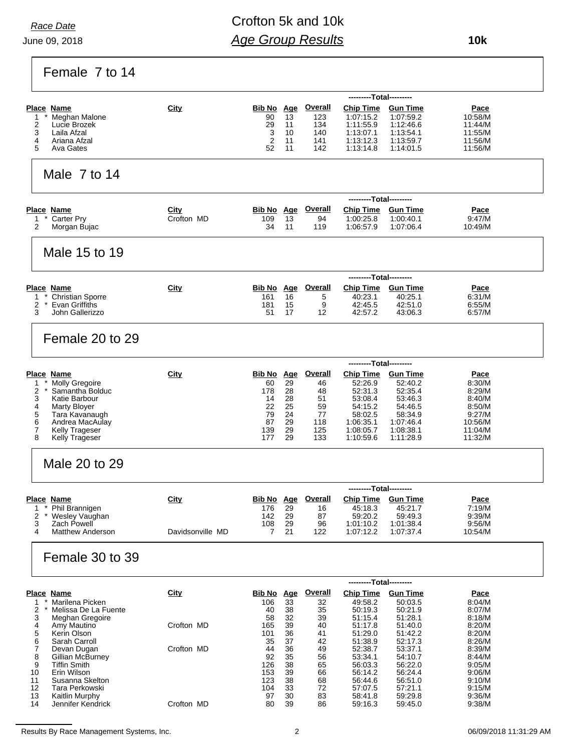Race Date

June 09, 2018

# Crofton 5k and 10k

## *Age Group Results*

**10k**

### Female 7 to 14

| Place | Name | City | Bib No | Age | Overall | Chip Time | Gun Time | Pace |
|---|---|---|---|---|---|---|---|---|
| 1 * | Meghan Malone | | 90 | 13 | 123 | 1:07:15.2 | 1:07:59.2 | 10:58/M |
| 2 | Lucie Brozek | | 29 | 11 | 134 | 1:11:55.9 | 1:12:46.6 | 11:44/M |
| 3 | Laila Afzal | | 3 | 10 | 140 | 1:13:07.1 | 1:13:54.1 | 11:55/M |
| 4 | Ariana Afzal | | 2 | 11 | 141 | 1:13:12.3 | 1:13:59.7 | 11:56/M |
| 5 | Ava Gates | | 52 | 11 | 142 | 1:13:14.8 | 1:14:01.5 | 11:56/M |

### Male 7 to 14

| Place | Name | City | Bib No | Age | Overall | Chip Time | Gun Time | Pace |
|---|---|---|---|---|---|---|---|---|
| 1 * | Carter Pry | Crofton MD | 109 | 13 | 94 | 1:00:25.8 | 1:00:40.1 | 9:47/M |
| 2 | Morgan Bujac | | 34 | 11 | 119 | 1:06:57.9 | 1:07:06.4 | 10:49/M |

### Male 15 to 19

| Place | Name | City | Bib No | Age | Overall | Chip Time | Gun Time | Pace |
|---|---|---|---|---|---|---|---|---|
| 1 * | Christian Sporre | | 161 | 16 | 5 | 40:23.1 | 40:25.1 | 6:31/M |
| 2 * | Evan Griffiths | | 181 | 15 | 9 | 42:45.5 | 42:51.0 | 6:55/M |
| 3 | John Gallerizzo | | 51 | 17 | 12 | 42:57.2 | 43:06.3 | 6:57/M |

### Female 20 to 29

| Place | Name | City | Bib No | Age | Overall | Chip Time | Gun Time | Pace |
|---|---|---|---|---|---|---|---|---|
| 1 * | Molly Gregoire | | 60 | 29 | 46 | 52:26.9 | 52:40.2 | 8:30/M |
| 2 * | Samantha Bolduc | | 178 | 28 | 48 | 52:31.3 | 52:35.4 | 8:29/M |
| 3 | Katie Barbour | | 14 | 28 | 51 | 53:08.4 | 53:46.3 | 8:40/M |
| 4 | Marty Bloyer | | 22 | 25 | 59 | 54:15.2 | 54:46.5 | 8:50/M |
| 5 | Tara Kavanaugh | | 79 | 24 | 77 | 58:02.5 | 58:34.9 | 9:27/M |
| 6 | Andrea MacAulay | | 87 | 29 | 118 | 1:06:35.1 | 1:07:46.4 | 10:56/M |
| 7 | Kelly Trageser | | 139 | 29 | 125 | 1:08:05.7 | 1:08:38.1 | 11:04/M |
| 8 | Kelly Trageser | | 177 | 29 | 133 | 1:10:59.6 | 1:11:28.9 | 11:32/M |

### Male 20 to 29

| Place | Name | City | Bib No | Age | Overall | Chip Time | Gun Time | Pace |
|---|---|---|---|---|---|---|---|---|
| 1 * | Phil Brannigen | | 176 | 29 | 16 | 45:18.3 | 45:21.7 | 7:19/M |
| 2 * | Wesley Vaughan | | 142 | 29 | 87 | 59:20.2 | 59:49.3 | 9:39/M |
| 3 | Zach Powell | | 108 | 29 | 96 | 1:01:10.2 | 1:01:38.4 | 9:56/M |
| 4 | Matthew Anderson | Davidsonville MD | 7 | 21 | 122 | 1:07:12.2 | 1:07:37.4 | 10:54/M |

### Female 30 to 39

| Place | Name | City | Bib No | Age | Overall | Chip Time | Gun Time | Pace |
|---|---|---|---|---|---|---|---|---|
| 1 * | Marilena Picken | | 106 | 33 | 32 | 49:58.2 | 50:03.5 | 8:04/M |
| 2 * | Melissa De La Fuente | | 40 | 38 | 35 | 50:19.3 | 50:21.9 | 8:07/M |
| 3 | Meghan Gregoire | | 58 | 32 | 39 | 51:15.4 | 51:28.1 | 8:18/M |
| 4 | Amy Mautino | Crofton MD | 165 | 39 | 40 | 51:17.8 | 51:40.0 | 8:20/M |
| 5 | Kerin Olson | | 101 | 36 | 41 | 51:29.0 | 51:42.2 | 8:20/M |
| 6 | Sarah Carroll | | 35 | 37 | 42 | 51:38.9 | 52:17.3 | 8:26/M |
| 7 | Devan Dugan | Crofton MD | 44 | 36 | 49 | 52:38.7 | 53:37.1 | 8:39/M |
| 8 | Gillian McBurney | | 92 | 35 | 56 | 53:34.1 | 54:10.7 | 8:44/M |
| 9 | Tiffin Smith | | 126 | 38 | 65 | 56:03.3 | 56:22.0 | 9:05/M |
| 10 | Erin Wilson | | 153 | 39 | 66 | 56:14.2 | 56:24.4 | 9:06/M |
| 11 | Susanna Skelton | | 123 | 38 | 68 | 56:44.6 | 56:51.0 | 9:10/M |
| 12 | Tara Perkowski | | 104 | 33 | 72 | 57:07.5 | 57:21.1 | 9:15/M |
| 13 | Kaitlin Murphy | | 97 | 30 | 83 | 58:41.8 | 59:29.8 | 9:36/M |
| 14 | Jennifer Kendrick | Crofton MD | 80 | 39 | 86 | 59:16.3 | 59:45.0 | 9:38/M |

Results By Race Management Systems, Inc. 06/09/2018 11:31:29 AM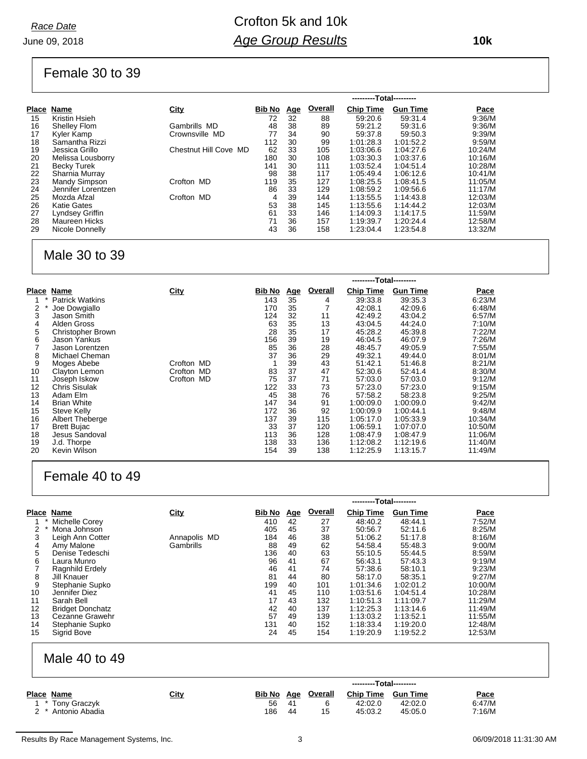**Race Date**
June 09, 2018

# Crofton 5k and 10k

## Age Group Results

**10k**

### Female 30 to 39

| Place | Name | City | Bib No | Age | Overall | Chip Time | Gun Time | Pace |
|---|---|---|---|---|---|---|---|---|
| 15 | Kristin Hsieh | | 72 | 32 | 88 | 59:20.6 | 59:31.4 | 9:36/M |
| 16 | Shelley Flom | Gambrills MD | 48 | 38 | 89 | 59:21.2 | 59:31.6 | 9:36/M |
| 17 | Kyler Kamp | Crownsville MD | 77 | 34 | 90 | 59:37.8 | 59:50.3 | 9:39/M |
| 18 | Samantha Rizzi | | 112 | 30 | 99 | 1:01:28.3 | 1:01:52.2 | 9:59/M |
| 19 | Jessica Grillo | Chestnut Hill Cove MD | 62 | 33 | 105 | 1:03:06.6 | 1:04:27.6 | 10:24/M |
| 20 | Melissa Lousborry | | 180 | 30 | 108 | 1:03:30.3 | 1:03:37.6 | 10:16/M |
| 21 | Becky Turek | | 141 | 30 | 111 | 1:03:52.4 | 1:04:51.4 | 10:28/M |
| 22 | Sharnia Murray | | 98 | 38 | 117 | 1:05:49.4 | 1:06:12.6 | 10:41/M |
| 23 | Mandy Simpson | Crofton MD | 119 | 35 | 127 | 1:08:25.5 | 1:08:41.5 | 11:05/M |
| 24 | Jennifer Lorentzen | | 86 | 33 | 129 | 1:08:59.2 | 1:09:56.6 | 11:17/M |
| 25 | Mozda Afzal | Crofton MD | 4 | 39 | 144 | 1:13:55.5 | 1:14:43.8 | 12:03/M |
| 26 | Katie Gates | | 53 | 38 | 145 | 1:13:55.6 | 1:14:44.2 | 12:03/M |
| 27 | Lyndsey Griffin | | 61 | 33 | 146 | 1:14:09.3 | 1:14:17.5 | 11:59/M |
| 28 | Maureen Hicks | | 71 | 36 | 157 | 1:19:39.7 | 1:20:24.4 | 12:58/M |
| 29 | Nicole Donnelly | | 43 | 36 | 158 | 1:23:04.4 | 1:23:54.8 | 13:32/M |

### Male 30 to 39

| Place | Name | City | Bib No | Age | Overall | Chip Time | Gun Time | Pace |
|---|---|---|---|---|---|---|---|---|
| 1 * | Patrick Watkins | | 143 | 35 | 4 | 39:33.8 | 39:35.3 | 6:23/M |
| 2 * | Joe Dowgiallo | | 170 | 35 | 7 | 42:08.1 | 42:09.6 | 6:48/M |
| 3 | Jason Smith | | 124 | 32 | 11 | 42:49.2 | 43:04.2 | 6:57/M |
| 4 | Alden Gross | | 63 | 35 | 13 | 43:04.5 | 44:24.0 | 7:10/M |
| 5 | Christopher Brown | | 28 | 35 | 17 | 45:28.2 | 45:39.8 | 7:22/M |
| 6 | Jason Yankus | | 156 | 39 | 19 | 46:04.5 | 46:07.9 | 7:26/M |
| 7 | Jason Lorentzen | | 85 | 36 | 28 | 48:45.7 | 49:05.9 | 7:55/M |
| 8 | Michael Cheman | | 37 | 36 | 29 | 49:32.1 | 49:44.0 | 8:01/M |
| 9 | Moges Abebe | Crofton MD | 1 | 39 | 43 | 51:42.1 | 51:46.8 | 8:21/M |
| 10 | Clayton Lemon | Crofton MD | 83 | 37 | 47 | 52:30.6 | 52:41.4 | 8:30/M |
| 11 | Joseph Iskow | Crofton MD | 75 | 37 | 71 | 57:03.0 | 57:03.0 | 9:12/M |
| 12 | Chris Sisulak | | 122 | 33 | 73 | 57:23.0 | 57:23.0 | 9:15/M |
| 13 | Adam Elm | | 45 | 38 | 76 | 57:58.2 | 58:23.8 | 9:25/M |
| 14 | Brian White | | 147 | 34 | 91 | 1:00:09.0 | 1:00:09.0 | 9:42/M |
| 15 | Steve Kelly | | 172 | 36 | 92 | 1:00:09.9 | 1:00:44.1 | 9:48/M |
| 16 | Albert Theberge | | 137 | 39 | 115 | 1:05:17.0 | 1:05:33.9 | 10:34/M |
| 17 | Brett Bujac | | 33 | 37 | 120 | 1:06:59.1 | 1:07:07.0 | 10:50/M |
| 18 | Jesus Sandoval | | 113 | 36 | 128 | 1:08:47.9 | 1:08:47.9 | 11:06/M |
| 19 | J.d. Thorpe | | 138 | 33 | 136 | 1:12:08.2 | 1:12:19.6 | 11:40/M |
| 20 | Kevin Wilson | | 154 | 39 | 138 | 1:12:25.9 | 1:13:15.7 | 11:49/M |

### Female 40 to 49

| Place | Name | City | Bib No | Age | Overall | Chip Time | Gun Time | Pace |
|---|---|---|---|---|---|---|---|---|
| 1 * | Michelle Corey | | 410 | 42 | 27 | 48:40.2 | 48:44.1 | 7:52/M |
| 2 * | Mona Johnson | | 405 | 45 | 37 | 50:56.7 | 52:11.6 | 8:25/M |
| 3 | Leigh Ann Cotter | Annapolis MD | 184 | 46 | 38 | 51:06.2 | 51:17.8 | 8:16/M |
| 4 | Amy Malone | Gambrills | 88 | 49 | 62 | 54:58.4 | 55:48.3 | 9:00/M |
| 5 | Denise Tedeschi | | 136 | 40 | 63 | 55:10.5 | 55:44.5 | 8:59/M |
| 6 | Laura Munro | | 96 | 41 | 67 | 56:43.1 | 57:43.3 | 9:19/M |
| 7 | Ragnhild Erdely | | 46 | 41 | 74 | 57:38.6 | 58:10.1 | 9:23/M |
| 8 | Jill Knauer | | 81 | 44 | 80 | 58:17.0 | 58:35.1 | 9:27/M |
| 9 | Stephanie Supko | | 199 | 40 | 101 | 1:01:34.6 | 1:02:01.2 | 10:00/M |
| 10 | Jennifer Diez | | 41 | 45 | 110 | 1:03:51.6 | 1:04:51.4 | 10:28/M |
| 11 | Sarah Bell | | 17 | 43 | 132 | 1:10:51.3 | 1:11:09.7 | 11:29/M |
| 12 | Bridget Donchatz | | 42 | 40 | 137 | 1:12:25.3 | 1:13:14.6 | 11:49/M |
| 13 | Cezanne Grawehr | | 57 | 49 | 139 | 1:13:03.2 | 1:13:52.1 | 11:55/M |
| 14 | Stephanie Supko | | 131 | 40 | 152 | 1:18:33.4 | 1:19:20.0 | 12:48/M |
| 15 | Sigrid Bove | | 24 | 45 | 154 | 1:19:20.9 | 1:19:52.2 | 12:53/M |

### Male 40 to 49

| Place | Name | City | Bib No | Age | Overall | Chip Time | Gun Time | Pace |
|---|---|---|---|---|---|---|---|---|
| 1 * | Tony Graczyk | | 56 | 41 | 6 | 42:02.0 | 42:02.0 | 6:47/M |
| 2 * | Antonio Abadia | | 186 | 44 | 15 | 45:03.2 | 45:05.0 | 7:16/M |

Results By Race Management Systems, Inc. 06/09/2018 11:31:30 AM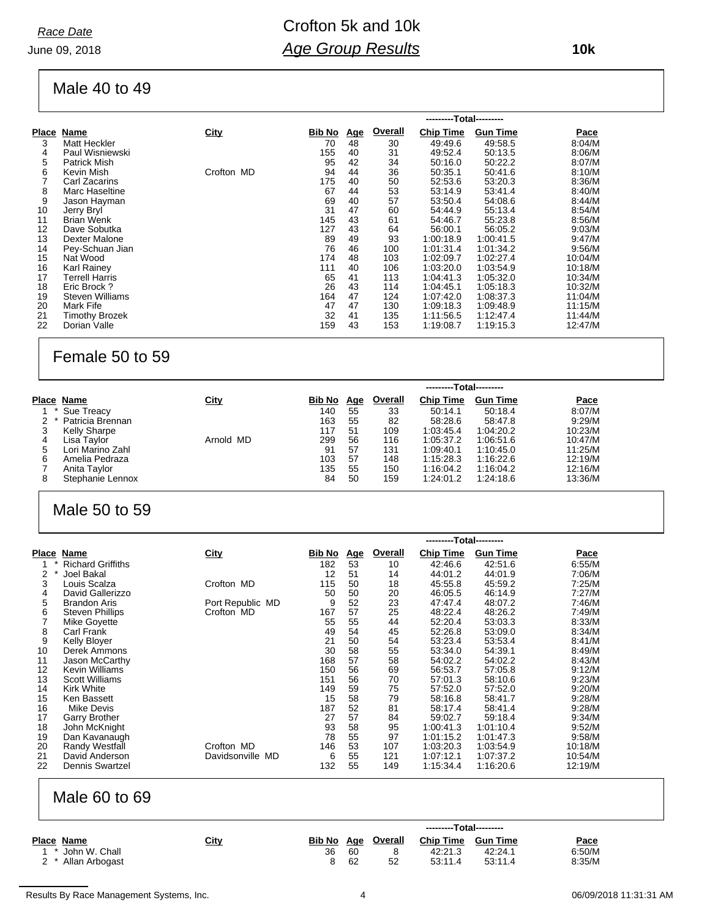Race Date

June 09, 2018

# Crofton 5k and 10k

## *Age Group Results*

**10k**

### Male 40 to 49

| Place | Name | City | Bib No | Age | Overall | Chip Time | Gun Time | Pace |
|---|---|---|---|---|---|---|---|---|
| 3 | Matt Heckler | | 70 | 48 | 30 | 49:49.6 | 49:58.5 | 8:04/M |
| 4 | Paul Wisniewski | | 155 | 40 | 31 | 49:52.4 | 50:13.5 | 8:06/M |
| 5 | Patrick Mish | | 95 | 42 | 34 | 50:16.0 | 50:22.2 | 8:07/M |
| 6 | Kevin Mish | Crofton MD | 94 | 44 | 36 | 50:35.1 | 50:41.6 | 8:10/M |
| 7 | Carl Zacarins | | 175 | 40 | 50 | 52:53.6 | 53:20.3 | 8:36/M |
| 8 | Marc Haseltine | | 67 | 44 | 53 | 53:14.9 | 53:41.4 | 8:40/M |
| 9 | Jason Hayman | | 69 | 40 | 57 | 53:50.4 | 54:08.6 | 8:44/M |
| 10 | Jerry Bryl | | 31 | 47 | 60 | 54:44.9 | 55:13.4 | 8:54/M |
| 11 | Brian Wenk | | 145 | 43 | 61 | 54:46.7 | 55:23.8 | 8:56/M |
| 12 | Dave Sobutka | | 127 | 43 | 64 | 56:00.1 | 56:05.2 | 9:03/M |
| 13 | Dexter Malone | | 89 | 49 | 93 | 1:00:18.9 | 1:00:41.5 | 9:47/M |
| 14 | Pey-Schuan Jian | | 76 | 46 | 100 | 1:01:31.4 | 1:01:34.2 | 9:56/M |
| 15 | Nat Wood | | 174 | 48 | 103 | 1:02:09.7 | 1:02:27.4 | 10:04/M |
| 16 | Karl Rainey | | 111 | 40 | 106 | 1:03:20.0 | 1:03:54.9 | 10:18/M |
| 17 | Terrell Harris | | 65 | 41 | 113 | 1:04:41.3 | 1:05:32.0 | 10:34/M |
| 18 | Eric Brock ? | | 26 | 43 | 114 | 1:04:45.1 | 1:05:18.3 | 10:32/M |
| 19 | Steven Williams | | 164 | 47 | 124 | 1:07:42.0 | 1:08:37.3 | 11:04/M |
| 20 | Mark Fife | | 47 | 47 | 130 | 1:09:18.3 | 1:09:48.9 | 11:15/M |
| 21 | Timothy Brozek | | 32 | 41 | 135 | 1:11:56.5 | 1:12:47.4 | 11:44/M |
| 22 | Dorian Valle | | 159 | 43 | 153 | 1:19:08.7 | 1:19:15.3 | 12:47/M |

### Female 50 to 59

| Place | Name | City | Bib No | Age | Overall | Chip Time | Gun Time | Pace |
|---|---|---|---|---|---|---|---|---|
| 1 * | Sue Treacy | | 140 | 55 | 33 | 50:14.1 | 50:18.4 | 8:07/M |
| 2 * | Patricia Brennan | | 163 | 55 | 82 | 58:28.6 | 58:47.8 | 9:29/M |
| 3 | Kelly Sharpe | | 117 | 51 | 109 | 1:03:45.4 | 1:04:20.2 | 10:23/M |
| 4 | Lisa Taylor | Arnold MD | 299 | 56 | 116 | 1:05:37.2 | 1:06:51.6 | 10:47/M |
| 5 | Lori Marino Zahl | | 91 | 57 | 131 | 1:09:40.1 | 1:10:45.0 | 11:25/M |
| 6 | Amelia Pedraza | | 103 | 57 | 148 | 1:15:28.3 | 1:16:22.6 | 12:19/M |
| 7 | Anita Taylor | | 135 | 55 | 150 | 1:16:04.2 | 1:16:04.2 | 12:16/M |
| 8 | Stephanie Lennox | | 84 | 50 | 159 | 1:24:01.2 | 1:24:18.6 | 13:36/M |

### Male 50 to 59

| Place | Name | City | Bib No | Age | Overall | Chip Time | Gun Time | Pace |
|---|---|---|---|---|---|---|---|---|
| 1 * | Richard Griffiths | | 182 | 53 | 10 | 42:46.6 | 42:51.6 | 6:55/M |
| 2 * | Joel Bakal | | 12 | 51 | 14 | 44:01.2 | 44:01.9 | 7:06/M |
| 3 | Louis Scalza | Crofton MD | 115 | 50 | 18 | 45:55.8 | 45:59.2 | 7:25/M |
| 4 | David Gallerizzo | | 50 | 50 | 20 | 46:05.5 | 46:14.9 | 7:27/M |
| 5 | Brandon Aris | Port Republic MD | 9 | 52 | 23 | 47:47.4 | 48:07.2 | 7:46/M |
| 6 | Steven Phillips | Crofton MD | 167 | 57 | 25 | 48:22.4 | 48:26.2 | 7:49/M |
| 7 | Mike Goyette | | 55 | 55 | 44 | 52:20.4 | 53:03.3 | 8:33/M |
| 8 | Carl Frank | | 49 | 54 | 45 | 52:26.8 | 53:09.0 | 8:34/M |
| 9 | Kelly Bloyer | | 21 | 50 | 54 | 53:23.4 | 53:53.4 | 8:41/M |
| 10 | Derek Ammons | | 30 | 58 | 55 | 53:34.0 | 54:39.1 | 8:49/M |
| 11 | Jason McCarthy | | 168 | 57 | 58 | 54:02.2 | 54:02.2 | 8:43/M |
| 12 | Kevin Williams | | 150 | 56 | 69 | 56:53.7 | 57:05.8 | 9:12/M |
| 13 | Scott Williams | | 151 | 56 | 70 | 57:01.3 | 58:10.6 | 9:23/M |
| 14 | Kirk White | | 149 | 59 | 75 | 57:52.0 | 57:52.0 | 9:20/M |
| 15 | Ken Bassett | | 15 | 58 | 79 | 58:16.8 | 58:41.7 | 9:28/M |
| 16 | Mike Devis | | 187 | 52 | 81 | 58:17.4 | 58:41.4 | 9:28/M |
| 17 | Garry Brother | | 27 | 57 | 84 | 59:02.7 | 59:18.4 | 9:34/M |
| 18 | John McKnight | | 93 | 58 | 95 | 1:00:41.3 | 1:01:10.4 | 9:52/M |
| 19 | Dan Kavanaugh | | 78 | 55 | 97 | 1:01:15.2 | 1:01:47.3 | 9:58/M |
| 20 | Randy Westfall | Crofton MD | 146 | 53 | 107 | 1:03:20.3 | 1:03:54.9 | 10:18/M |
| 21 | David Anderson | Davidsonville MD | 6 | 55 | 121 | 1:07:12.1 | 1:07:37.2 | 10:54/M |
| 22 | Dennis Swartzel | | 132 | 55 | 149 | 1:15:34.4 | 1:16:20.6 | 12:19/M |

### Male 60 to 69

| Place | Name | City | Bib No | Age | Overall | Chip Time | Gun Time | Pace |
|---|---|---|---|---|---|---|---|---|
| 1 * | John W. Chall | | 36 | 60 | 8 | 42:21.3 | 42:24.1 | 6:50/M |
| 2 * | Allan Arbogast | | 8 | 62 | 52 | 53:11.4 | 53:11.4 | 8:35/M |

Results By Race Management Systems, Inc. 06/09/2018 11:31:31 AM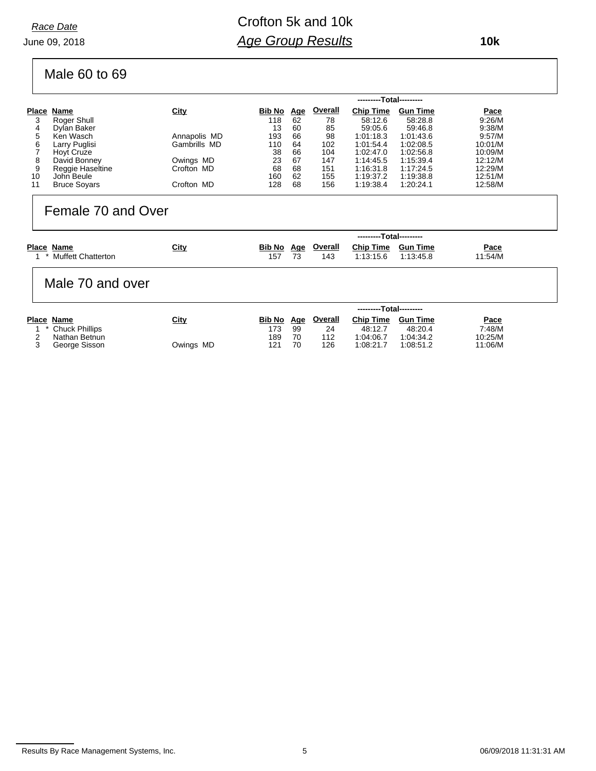*Race Date*

June 09, 2018

# Crofton 5k and 10k

## *Age Group Results*

**10k**

### Male 60 to 69

| | | | | | | ---------Total--------- | | |
|---|---|---|---|---|---|---|---|---|
| **Place** | **Name** | **City** | **Bib No** | **Age** | **Overall** | **Chip Time** | **Gun Time** | **Pace** |
| 3 | Roger Shull | | 118 | 62 | 78 | 58:12.6 | 58:28.8 | 9:26/M |
| 4 | Dylan Baker | | 13 | 60 | 85 | 59:05.6 | 59:46.8 | 9:38/M |
| 5 | Ken Wasch | Annapolis MD | 193 | 66 | 98 | 1:01:18.3 | 1:01:43.6 | 9:57/M |
| 6 | Larry Puglisi | Gambrills MD | 110 | 64 | 102 | 1:01:54.4 | 1:02:08.5 | 10:01/M |
| 7 | Hoyt Cruze | | 38 | 66 | 104 | 1:02:47.0 | 1:02:56.8 | 10:09/M |
| 8 | David Bonney | Owings MD | 23 | 67 | 147 | 1:14:45.5 | 1:15:39.4 | 12:12/M |
| 9 | Reggie Haseltine | Crofton MD | 68 | 68 | 151 | 1:16:31.8 | 1:17:24.5 | 12:29/M |
| 10 | John Beule | | 160 | 62 | 155 | 1:19:37.2 | 1:19:38.8 | 12:51/M |
| 11 | Bruce Soyars | Crofton MD | 128 | 68 | 156 | 1:19:38.4 | 1:20:24.1 | 12:58/M |

### Female 70 and Over

| | | | | | | ---------Total--------- | | |
|---|---|---|---|---|---|---|---|---|
| **Place** | **Name** | **City** | **Bib No** | **Age** | **Overall** | **Chip Time** | **Gun Time** | **Pace** |
| 1 * | Muffett Chatterton | | 157 | 73 | 143 | 1:13:15.6 | 1:13:45.8 | 11:54/M |

### Male 70 and over

| | | | | | | ---------Total--------- | | |
|---|---|---|---|---|---|---|---|---|
| **Place** | **Name** | **City** | **Bib No** | **Age** | **Overall** | **Chip Time** | **Gun Time** | **Pace** |
| 1 * | Chuck Phillips | | 173 | 99 | 24 | 48:12.7 | 48:20.4 | 7:48/M |
| 2 | Nathan Betnun | | 189 | 70 | 112 | 1:04:06.7 | 1:04:34.2 | 10:25/M |
| 3 | George Sisson | Owings MD | 121 | 70 | 126 | 1:08:21.7 | 1:08:51.2 | 11:06/M |

Results By Race Management Systems, Inc. 06/09/2018 11:31:31 AM